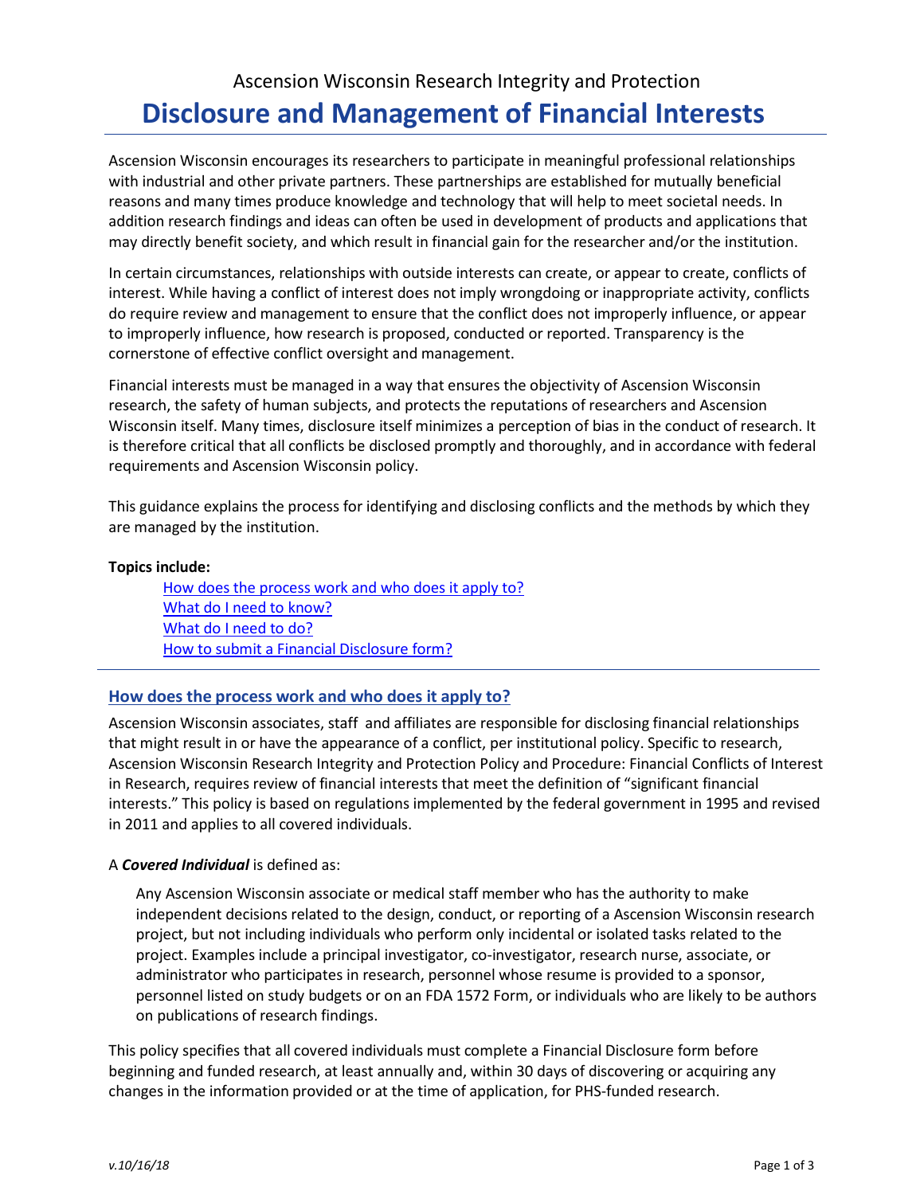Ascension Wisconsin Research Integrity and Protection

# Disclosure and Management of Financial Interests

Ascension Wisconsin encourages its researchers to participate in meaningful professional relationships with industrial and other private partners. These partnerships are established for mutually beneficial reasons and many times produce knowledge and technology that will help to meet societal needs. In addition research findings and ideas can often be used in development of products and applications that may directly benefit society, and which result in financial gain for the researcher and/or the institution.

In certain circumstances, relationships with outside interests can create, or appear to create, conflicts of interest. While having a conflict of interest does not imply wrongdoing or inappropriate activity, conflicts do require review and management to ensure that the conflict does not improperly influence, or appear to improperly influence, how research is proposed, conducted or reported. Transparency is the cornerstone of effective conflict oversight and management.

Financial interests must be managed in a way that ensures the objectivity of Ascension Wisconsin research, the safety of human subjects, and protects the reputations of researchers and Ascension Wisconsin itself. Many times, disclosure itself minimizes a perception of bias in the conduct of research. It is therefore critical that all conflicts be disclosed promptly and thoroughly, and in accordance with federal requirements and Ascension Wisconsin policy.

This guidance explains the process for identifying and disclosing conflicts and the methods by which they are managed by the institution.

**Topics include:**

- How does the process work and who does it apply to?
- What do I need to know?
- What do I need to do?
- How to submit a Financial Disclosure form?

## How does the process work and who does it apply to?

Ascension Wisconsin associates, staff and affiliates are responsible for disclosing financial relationships that might result in or have the appearance of a conflict, per institutional policy. Specific to research, Ascension Wisconsin Research Integrity and Protection Policy and Procedure: Financial Conflicts of Interest in Research, requires review of financial interests that meet the definition of "significant financial interests." This policy is based on regulations implemented by the federal government in 1995 and revised in 2011 and applies to all covered individuals.

A ***Covered Individual*** is defined as:

> Any Ascension Wisconsin associate or medical staff member who has the authority to make independent decisions related to the design, conduct, or reporting of a Ascension Wisconsin research project, but not including individuals who perform only incidental or isolated tasks related to the project. Examples include a principal investigator, co-investigator, research nurse, associate, or administrator who participates in research, personnel whose resume is provided to a sponsor, personnel listed on study budgets or on an FDA 1572 Form, or individuals who are likely to be authors on publications of research findings.

This policy specifies that all covered individuals must complete a Financial Disclosure form before beginning and funded research, at least annually and, within 30 days of discovering or acquiring any changes in the information provided or at the time of application, for PHS-funded research.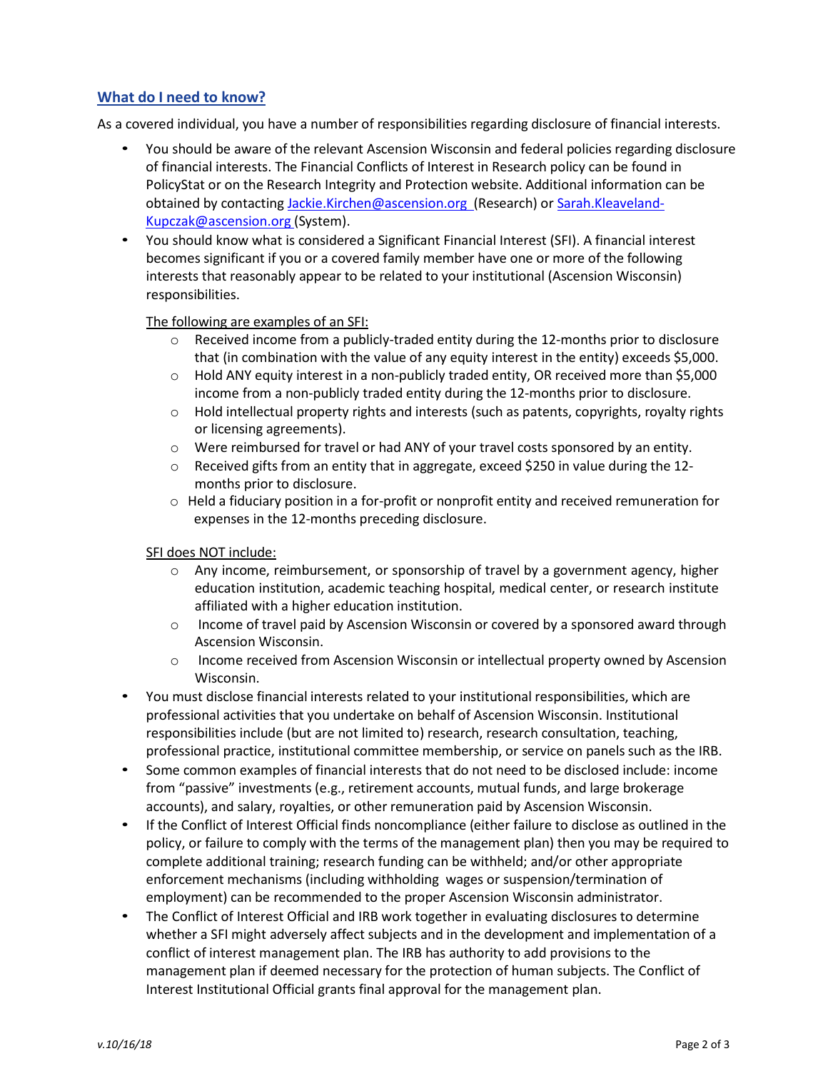## What do I need to know?

As a covered individual, you have a number of responsibilities regarding disclosure of financial interests.

- You should be aware of the relevant Ascension Wisconsin and federal policies regarding disclosure of financial interests. The Financial Conflicts of Interest in Research policy can be found in PolicyStat or on the Research Integrity and Protection website. Additional information can be obtained by contacting Jackie.Kirchen@ascension.org (Research) or Sarah.Kleaveland-Kupczak@ascension.org (System).
- You should know what is considered a Significant Financial Interest (SFI). A financial interest becomes significant if you or a covered family member have one or more of the following interests that reasonably appear to be related to your institutional (Ascension Wisconsin) responsibilities.

  The following are examples of an SFI:
  - Received income from a publicly-traded entity during the 12-months prior to disclosure that (in combination with the value of any equity interest in the entity) exceeds $5,000.
  - Hold ANY equity interest in a non-publicly traded entity, OR received more than $5,000 income from a non-publicly traded entity during the 12-months prior to disclosure.
  - Hold intellectual property rights and interests (such as patents, copyrights, royalty rights or licensing agreements).
  - Were reimbursed for travel or had ANY of your travel costs sponsored by an entity.
  - Received gifts from an entity that in aggregate, exceed $250 in value during the 12-months prior to disclosure.
  - Held a fiduciary position in a for-profit or nonprofit entity and received remuneration for expenses in the 12-months preceding disclosure.

  SFI does NOT include:
  - Any income, reimbursement, or sponsorship of travel by a government agency, higher education institution, academic teaching hospital, medical center, or research institute affiliated with a higher education institution.
  - Income of travel paid by Ascension Wisconsin or covered by a sponsored award through Ascension Wisconsin.
  - Income received from Ascension Wisconsin or intellectual property owned by Ascension Wisconsin.
- You must disclose financial interests related to your institutional responsibilities, which are professional activities that you undertake on behalf of Ascension Wisconsin. Institutional responsibilities include (but are not limited to) research, research consultation, teaching, professional practice, institutional committee membership, or service on panels such as the IRB.
- Some common examples of financial interests that do not need to be disclosed include: income from "passive" investments (e.g., retirement accounts, mutual funds, and large brokerage accounts), and salary, royalties, or other remuneration paid by Ascension Wisconsin.
- If the Conflict of Interest Official finds noncompliance (either failure to disclose as outlined in the policy, or failure to comply with the terms of the management plan) then you may be required to complete additional training; research funding can be withheld; and/or other appropriate enforcement mechanisms (including withholding wages or suspension/termination of employment) can be recommended to the proper Ascension Wisconsin administrator.
- The Conflict of Interest Official and IRB work together in evaluating disclosures to determine whether a SFI might adversely affect subjects and in the development and implementation of a conflict of interest management plan. The IRB has authority to add provisions to the management plan if deemed necessary for the protection of human subjects. The Conflict of Interest Institutional Official grants final approval for the management plan.

*v.10/16/18*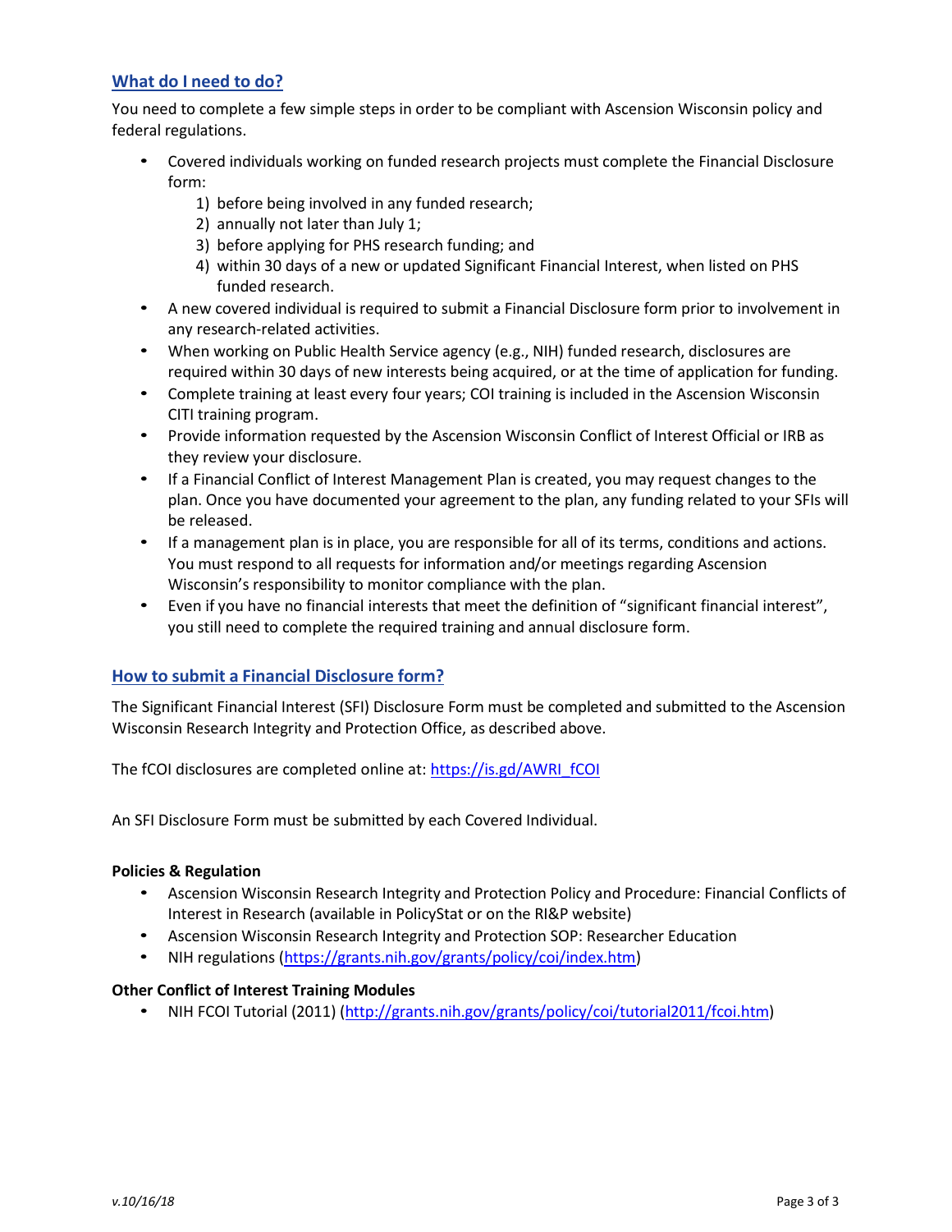## [What do I need to do?]

You need to complete a few simple steps in order to be compliant with Ascension Wisconsin policy and federal regulations.

- Covered individuals working on funded research projects must complete the Financial Disclosure form:
    1) before being involved in any funded research;
    2) annually not later than July 1;
    3) before applying for PHS research funding; and
    4) within 30 days of a new or updated Significant Financial Interest, when listed on PHS funded research.
- A new covered individual is required to submit a Financial Disclosure form prior to involvement in any research-related activities.
- When working on Public Health Service agency (e.g., NIH) funded research, disclosures are required within 30 days of new interests being acquired, or at the time of application for funding.
- Complete training at least every four years; COI training is included in the Ascension Wisconsin CITI training program.
- Provide information requested by the Ascension Wisconsin Conflict of Interest Official or IRB as they review your disclosure.
- If a Financial Conflict of Interest Management Plan is created, you may request changes to the plan. Once you have documented your agreement to the plan, any funding related to your SFIs will be released.
- If a management plan is in place, you are responsible for all of its terms, conditions and actions. You must respond to all requests for information and/or meetings regarding Ascension Wisconsin's responsibility to monitor compliance with the plan.
- Even if you have no financial interests that meet the definition of "significant financial interest", you still need to complete the required training and annual disclosure form.

## [How to submit a Financial Disclosure form?]

The Significant Financial Interest (SFI) Disclosure Form must be completed and submitted to the Ascension Wisconsin Research Integrity and Protection Office, as described above.

The fCOI disclosures are completed online at: [https://is.gd/AWRI_fCOI](https://is.gd/AWRI_fCOI)

An SFI Disclosure Form must be submitted by each Covered Individual.

**Policies & Regulation**

- Ascension Wisconsin Research Integrity and Protection Policy and Procedure: Financial Conflicts of Interest in Research (available in PolicyStat or on the RI&P website)
- Ascension Wisconsin Research Integrity and Protection SOP: Researcher Education
- NIH regulations ([https://grants.nih.gov/grants/policy/coi/index.htm](https://grants.nih.gov/grants/policy/coi/index.htm))

**Other Conflict of Interest Training Modules**

- NIH FCOI Tutorial (2011) ([http://grants.nih.gov/grants/policy/coi/tutorial2011/fcoi.htm](http://grants.nih.gov/grants/policy/coi/tutorial2011/fcoi.htm))

*v.10/16/18*